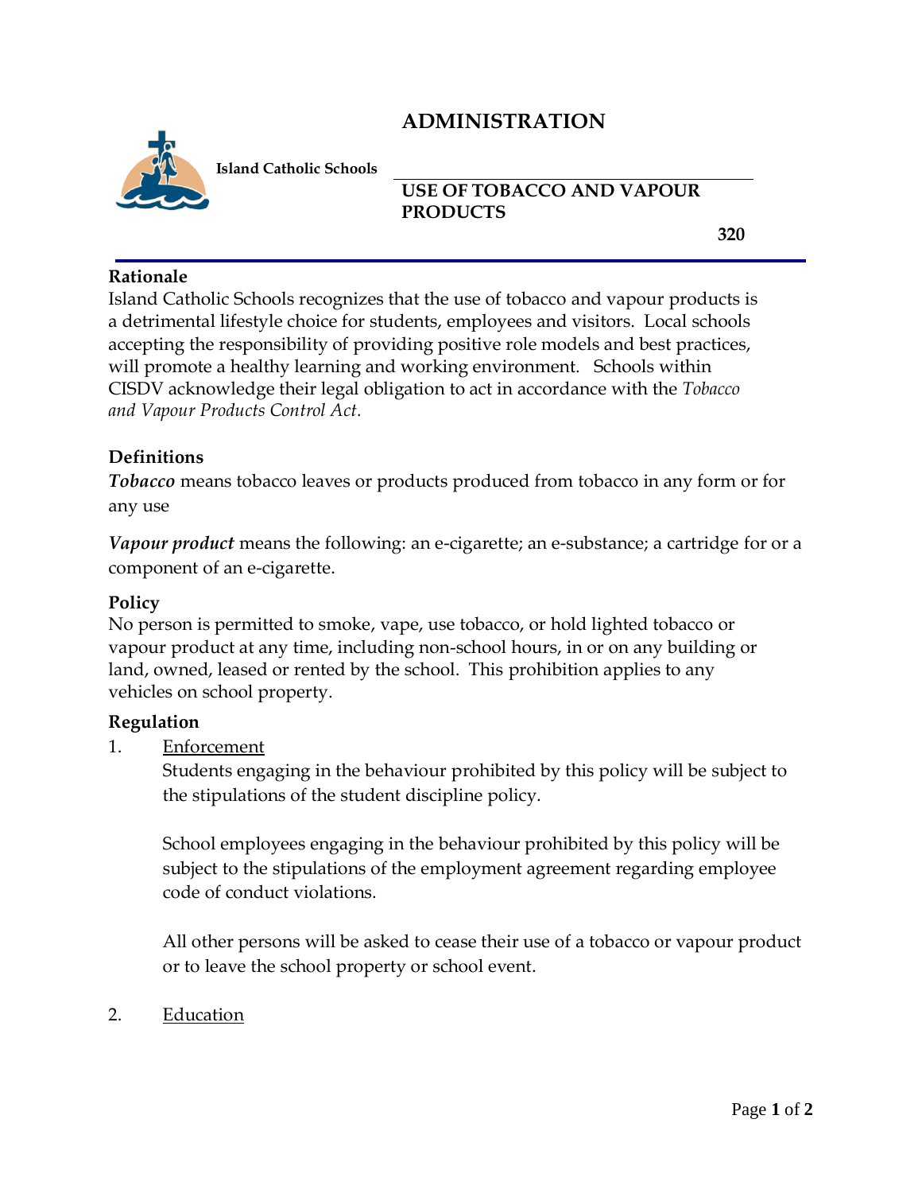# ADMINISTRATION

**Island Catholic Schools**

## USE OF TOBACCO AND VAPOUR PRODUCTS

**320**

### Rationale

Island Catholic Schools recognizes that the use of tobacco and vapour products is a detrimental lifestyle choice for students, employees and visitors. Local schools accepting the responsibility of providing positive role models and best practices, will promote a healthy learning and working environment. Schools within CISDV acknowledge their legal obligation to act in accordance with the *Tobacco and Vapour Products Control Act.*

### Definitions

***Tobacco*** means tobacco leaves or products produced from tobacco in any form or for any use

***Vapour product*** means the following: an e-cigarette; an e-substance; a cartridge for or a component of an e-cigarette.

### Policy

No person is permitted to smoke, vape, use tobacco, or hold lighted tobacco or vapour product at any time, including non-school hours, in or on any building or land, owned, leased or rented by the school. This prohibition applies to any vehicles on school property.

### Regulation

1. Enforcement

   Students engaging in the behaviour prohibited by this policy will be subject to the stipulations of the student discipline policy.

   School employees engaging in the behaviour prohibited by this policy will be subject to the stipulations of the employment agreement regarding employee code of conduct violations.

   All other persons will be asked to cease their use of a tobacco or vapour product or to leave the school property or school event.

2. Education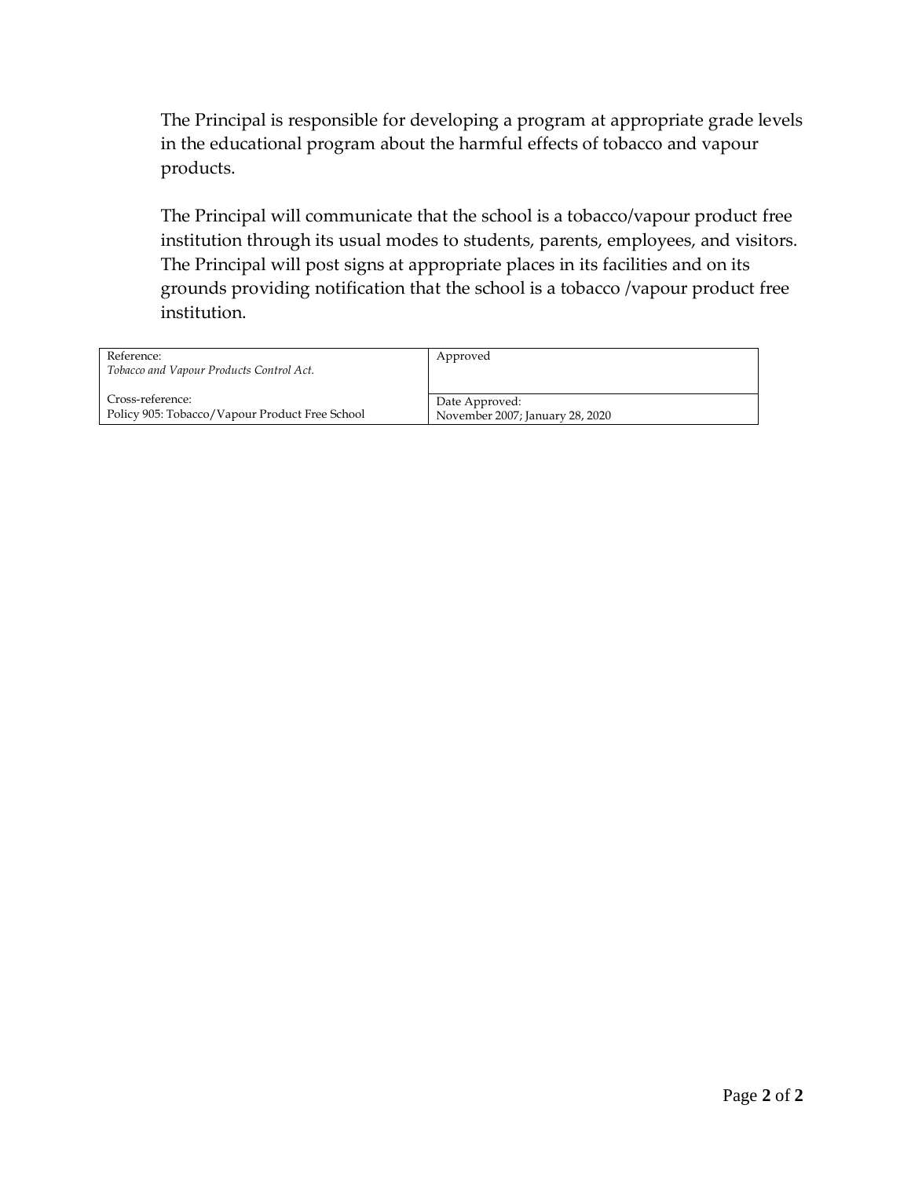The Principal is responsible for developing a program at appropriate grade levels in the educational program about the harmful effects of tobacco and vapour products.

The Principal will communicate that the school is a tobacco/vapour product free institution through its usual modes to students, parents, employees, and visitors. The Principal will post signs at appropriate places in its facilities and on its grounds providing notification that the school is a tobacco /vapour product free institution.

| | |
|---|---|
| Reference:<br>*Tobacco and Vapour Products Control Act.* | Approved |
| Cross-reference:<br>Policy 905: Tobacco/Vapour Product Free School | Date Approved:<br>November 2007; January 28, 2020 |